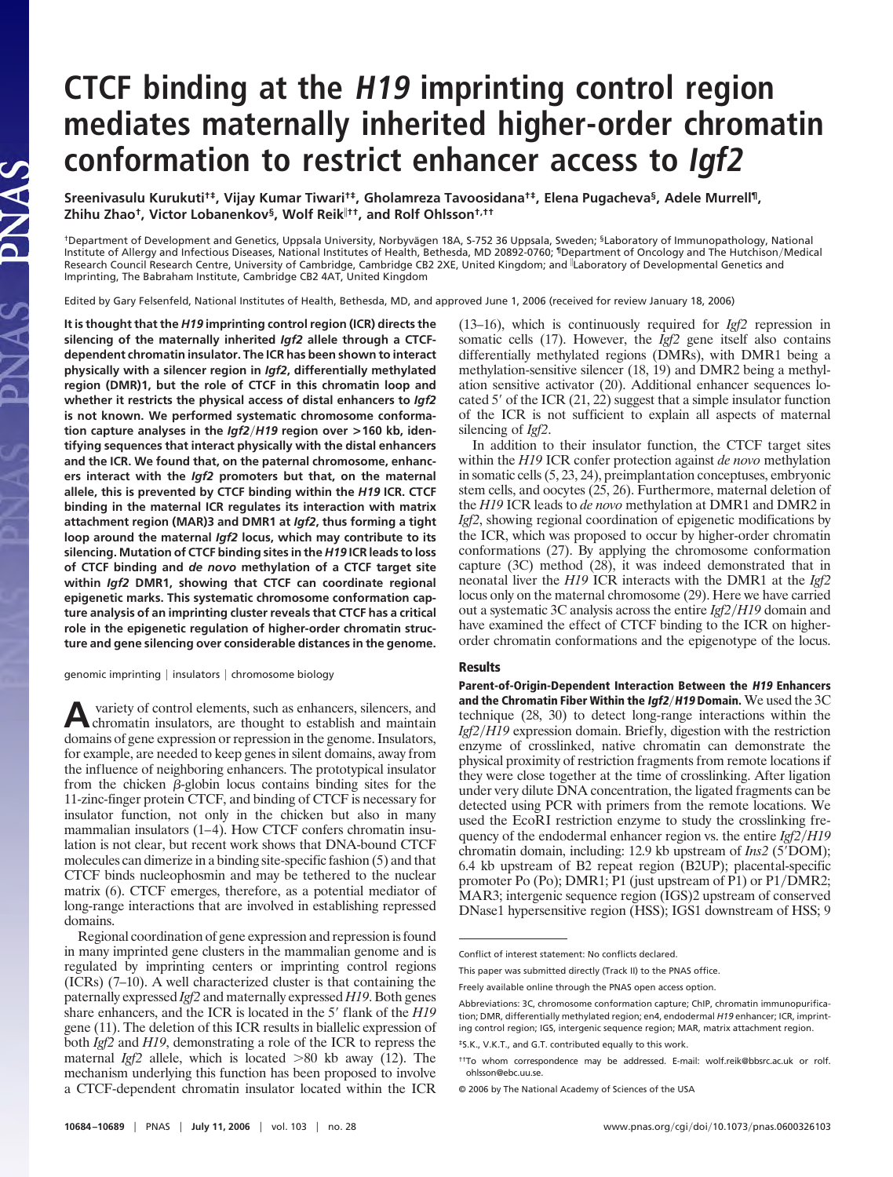# CTCF binding at the *H19* imprinting control region mediates maternally inherited higher-order chromatin conformation to restrict enhancer access to *Igf2*

**Sreenivasulu Kurukuti[†‡], Vijay Kumar Tiwari[†‡], Gholamreza Tavoosidana[†‡], Elena Pugacheva[§], Adele Murrell[¶], Zhihu Zhao[†], Victor Lobanenkov[§], Wolf Reik[||††], and Rolf Ohlsson[†,††]**

[†]Department of Development and Genetics, Uppsala University, Norbyvägen 18A, S-752 36 Uppsala, Sweden; [§]Laboratory of Immunopathology, National Institute of Allergy and Infectious Diseases, National Institutes of Health, Bethesda, MD 20892-0760; [¶]Department of Oncology and The Hutchison/Medical Research Council Research Centre, University of Cambridge, Cambridge CB2 2XE, United Kingdom; and [||]Laboratory of Developmental Genetics and Imprinting, The Babraham Institute, Cambridge CB2 4AT, United Kingdom

Edited by Gary Felsenfeld, National Institutes of Health, Bethesda, MD, and approved June 1, 2006 (received for review January 18, 2006)

**It is thought that the *H19* imprinting control region (ICR) directs the silencing of the maternally inherited *Igf2* allele through a CTCF-dependent chromatin insulator. The ICR has been shown to interact physically with a silencer region in *Igf2*, differentially methylated region (DMR)1, but the role of CTCF in this chromatin loop and whether it restricts the physical access of distal enhancers to *Igf2* is not known. We performed systematic chromosome conformation capture analyses in the *Igf2*/*H19* region over >160 kb, identifying sequences that interact physically with the distal enhancers and the ICR. We found that, on the paternal chromosome, enhancers interact with the *Igf2* promoters but that, on the maternal allele, this is prevented by CTCF binding within the *H19* ICR. CTCF binding in the maternal ICR regulates its interaction with matrix attachment region (MAR)3 and DMR1 at *Igf2*, thus forming a tight loop around the maternal *Igf2* locus, which may contribute to its silencing. Mutation of CTCF binding sites in the *H19* ICR leads to loss of CTCF binding and *de novo* methylation of a CTCF target site within *Igf2* DMR1, showing that CTCF can coordinate regional epigenetic marks. This systematic chromosome conformation capture analysis of an imprinting cluster reveals that CTCF has a critical role in the epigenetic regulation of higher-order chromatin structure and gene silencing over considerable distances in the genome.**

genomic imprinting | insulators | chromosome biology

A variety of control elements, such as enhancers, silencers, and chromatin insulators, are thought to establish and maintain domains of gene expression or repression in the genome. Insulators, for example, are needed to keep genes in silent domains, away from the influence of neighboring enhancers. The prototypical insulator from the chicken β-globin locus contains binding sites for the 11-zinc-finger protein CTCF, and binding of CTCF is necessary for insulator function, not only in the chicken but also in many mammalian insulators (1–4). How CTCF confers chromatin insulation is not clear, but recent work shows that DNA-bound CTCF molecules can dimerize in a binding site-specific fashion (5) and that CTCF binds nucleophosmin and may be tethered to the nuclear matrix (6). CTCF emerges, therefore, as a potential mediator of long-range interactions that are involved in establishing repressed domains.

Regional coordination of gene expression and repression is found in many imprinted gene clusters in the mammalian genome and is regulated by imprinting centers or imprinting control regions (ICRs) (7–10). A well characterized cluster is that containing the paternally expressed *Igf2* and maternally expressed *H19*. Both genes share enhancers, and the ICR is located in the 5′ flank of the *H19* gene (11). The deletion of this ICR results in biallelic expression of both *Igf2* and *H19*, demonstrating a role of the ICR to repress the maternal *Igf2* allele, which is located >80 kb away (12). The mechanism underlying this function has been proposed to involve a CTCF-dependent chromatin insulator located within the ICR (13–16), which is continuously required for *Igf2* repression in somatic cells (17). However, the *Igf2* gene itself also contains differentially methylated regions (DMRs), with DMR1 being a methylation-sensitive silencer (18, 19) and DMR2 being a methylation sensitive activator (20). Additional enhancer sequences located 5′ of the ICR (21, 22) suggest that a simple insulator function of the ICR is not sufficient to explain all aspects of maternal silencing of *Igf2*.

In addition to their insulator function, the CTCF target sites within the *H19* ICR confer protection against *de novo* methylation in somatic cells (5, 23, 24), preimplantation conceptuses, embryonic stem cells, and oocytes (25, 26). Furthermore, maternal deletion of the *H19* ICR leads to *de novo* methylation at DMR1 and DMR2 in *Igf2*, showing regional coordination of epigenetic modifications by the ICR, which was proposed to occur by higher-order chromatin conformations (27). By applying the chromosome conformation capture (3C) method (28), it was indeed demonstrated that in neonatal liver the *H19* ICR interacts with the DMR1 at the *Igf2* locus only on the maternal chromosome (29). Here we have carried out a systematic 3C analysis across the entire *Igf2*/*H19* domain and have examined the effect of CTCF binding to the ICR on higher-order chromatin conformations and the epigenotype of the locus.

## Results

**Parent-of-Origin-Dependent Interaction Between the *H19* Enhancers and the Chromatin Fiber Within the *Igf2*/*H19* Domain.** We used the 3C technique (28, 30) to detect long-range interactions within the *Igf2*/*H19* expression domain. Briefly, digestion with the restriction enzyme of crosslinked, native chromatin can demonstrate the physical proximity of restriction fragments from remote locations if they were close together at the time of crosslinking. After ligation under very dilute DNA concentration, the ligated fragments can be detected using PCR with primers from the remote locations. We used the EcoRI restriction enzyme to study the crosslinking frequency of the endodermal enhancer region vs. the entire *Igf2*/*H19* chromatin domain, including: 12.9 kb upstream of *Ins2* (5′DOM); 6.4 kb upstream of B2 repeat region (B2UP); placental-specific promoter Po (Po); DMR1; P1 (just upstream of P1) or P1/DMR2; MAR3; intergenic sequence region (IGS)2 upstream of conserved DNase1 hypersensitive region (HSS); IGS1 downstream of HSS; 9

Conflict of interest statement: No conflicts declared.

This paper was submitted directly (Track II) to the PNAS office.

Freely available online through the PNAS open access option.

Abbreviations: 3C, chromosome conformation capture; ChIP, chromatin immunopurification; DMR, differentially methylated region; en4, endodermal *H19* enhancer; ICR, imprinting control region; IGS, intergenic sequence region; MAR, matrix attachment region.

[‡]S.K., V.K.T., and G.T. contributed equally to this work.

[††]To whom correspondence may be addressed. E-mail: wolf.reik@bbsrc.ac.uk or rolf.ohlsson@ebc.uu.se.

© 2006 by The National Academy of Sciences of the USA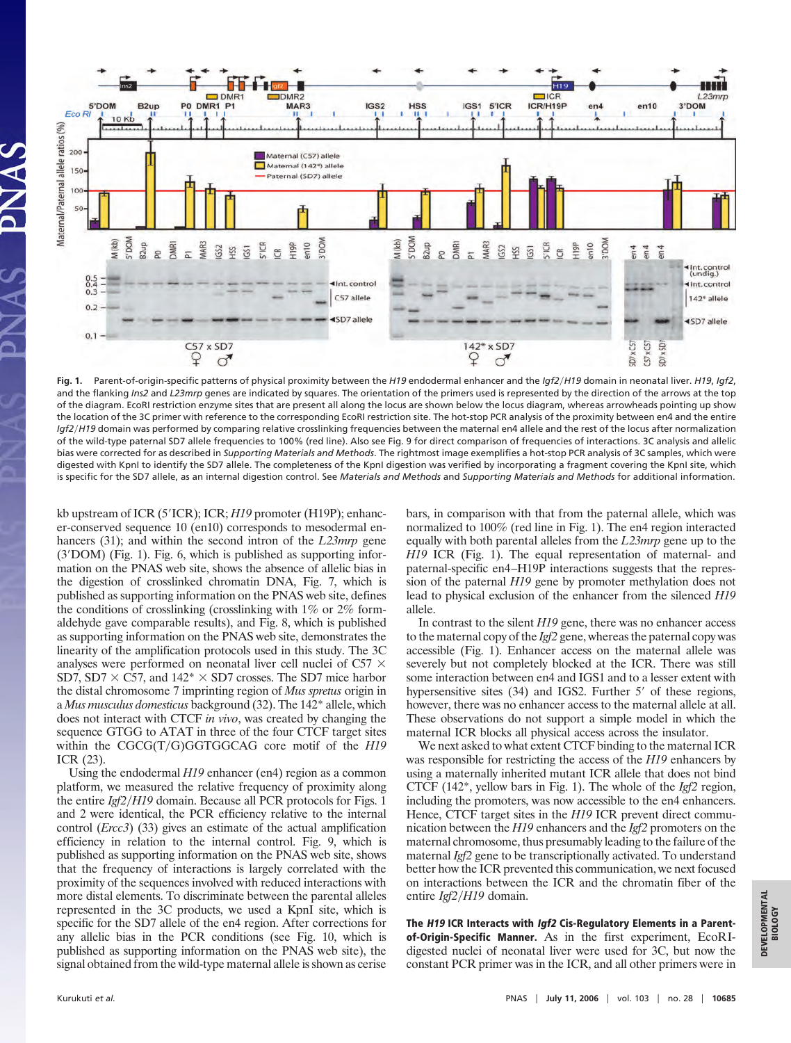**Fig. 1.** Parent-of-origin-specific patterns of physical proximity between the *H19* endodermal enhancer and the *Igf2/H19* domain in neonatal liver. *H19*, *Igf2*, and the flanking *Ins2* and *L23mrp* genes are indicated by squares. The orientation of the primers used is represented by the direction of the arrows at the top of the diagram. EcoRI restriction enzyme sites that are present all along the locus are shown below the locus diagram, whereas arrowheads pointing up show the location of the 3C primer with reference to the corresponding EcoRI restriction site. The hot-stop PCR analysis of the proximity between en4 and the entire *Igf2/H19* domain was performed by comparing relative crosslinking frequencies between the maternal en4 allele and the rest of the locus after normalization of the wild-type paternal SD7 allele frequencies to 100% (red line). Also see Fig. 9 for direct comparison of frequencies of interactions. 3C analysis and allelic bias were corrected for as described in *Supporting Materials and Methods*. The rightmost image exemplifies a hot-stop PCR analysis of 3C samples, which were digested with KpnI to identify the SD7 allele. The completeness of the KpnI digestion was verified by incorporating a fragment covering the KpnI site, which is specific for the SD7 allele, as an internal digestion control. See *Materials and Methods* and *Supporting Materials and Methods* for additional information.

kb upstream of ICR (5′ICR); ICR; *H19* promoter (H19P); enhancer-conserved sequence 10 (en10) corresponds to mesodermal enhancers (31); and within the second intron of the *L23mrp* gene (3′DOM) (Fig. 1). Fig. 6, which is published as supporting information on the PNAS web site, shows the absence of allelic bias in the digestion of crosslinked chromatin DNA, Fig. 7, which is published as supporting information on the PNAS web site, defines the conditions of crosslinking (crosslinking with 1% or 2% formaldehyde gave comparable results), and Fig. 8, which is published as supporting information on the PNAS web site, demonstrates the linearity of the amplification protocols used in this study. The 3C analyses were performed on neonatal liver cell nuclei of C57 × SD7, SD7 × C57, and 142* × SD7 crosses. The SD7 mice harbor the distal chromosome 7 imprinting region of *Mus spretus* origin in a *Mus musculus domesticus* background (32). The 142* allele, which does not interact with CTCF *in vivo*, was created by changing the sequence GTGG to ATAT in three of the four CTCF target sites within the CGCG(T/G)GGTGGCAG core motif of the *H19* ICR (23).

Using the endodermal *H19* enhancer (en4) region as a common platform, we measured the relative frequency of proximity along the entire *Igf2/H19* domain. Because all PCR protocols for Figs. 1 and 2 were identical, the PCR efficiency relative to the internal control (*Ercc3*) (33) gives an estimate of the actual amplification efficiency in relation to the internal control. Fig. 9, which is published as supporting information on the PNAS web site, shows that the frequency of interactions is largely correlated with the proximity of the sequences involved with reduced interactions with more distal elements. To discriminate between the parental alleles represented in the 3C products, we used a KpnI site, which is specific for the SD7 allele of the en4 region. After corrections for any allelic bias in the PCR conditions (see Fig. 10, which is published as supporting information on the PNAS web site), the signal obtained from the wild-type maternal allele is shown as cerise bars, in comparison with that from the paternal allele, which was normalized to 100% (red line in Fig. 1). The en4 region interacted equally with both parental alleles from the *L23mrp* gene up to the *H19* ICR (Fig. 1). The equal representation of maternal- and paternal-specific en4–H19P interactions suggests that the repression of the paternal *H19* gene by promoter methylation does not lead to physical exclusion of the enhancer from the silenced *H19* allele.

In contrast to the silent *H19* gene, there was no enhancer access to the maternal copy of the *Igf2* gene, whereas the paternal copy was accessible (Fig. 1). Enhancer access on the maternal allele was severely but not completely blocked at the ICR. There was still some interaction between en4 and IGS1 and to a lesser extent with hypersensitive sites (34) and IGS2. Further 5′ of these regions, however, there was no enhancer access to the maternal allele at all. These observations do not support a simple model in which the maternal ICR blocks all physical access across the insulator.

We next asked to what extent CTCF binding to the maternal ICR was responsible for restricting the access of the *H19* enhancers by using a maternally inherited mutant ICR allele that does not bind CTCF (142*, yellow bars in Fig. 1). The whole of the *Igf2* region, including the promoters, was now accessible to the en4 enhancers. Hence, CTCF target sites in the *H19* ICR prevent direct communication between the *H19* enhancers and the *Igf2* promoters on the maternal chromosome, thus presumably leading to the failure of the maternal *Igf2* gene to be transcriptionally activated. To understand better how the ICR prevented this communication, we next focused on interactions between the ICR and the chromatin fiber of the entire *Igf2/H19* domain.

**The *H19* ICR Interacts with *Igf2* Cis-Regulatory Elements in a Parent-of-Origin-Specific Manner.** As in the first experiment, EcoRI-digested nuclei of neonatal liver were used for 3C, but now the constant PCR primer was in the ICR, and all other primers were in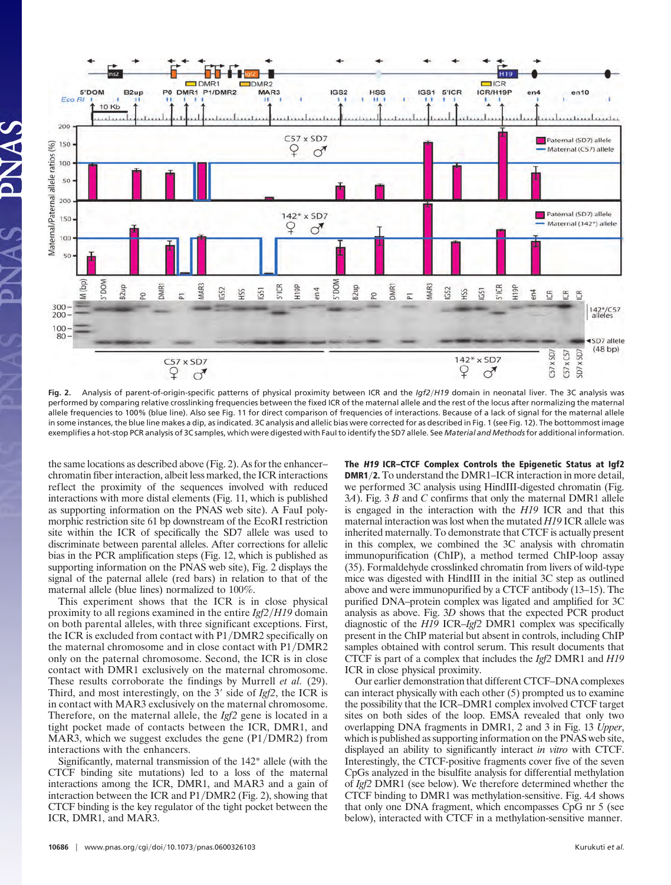Fig. 2. Analysis of parent-of-origin-specific patterns of physical proximity between ICR and the *Igf2*/*H19* domain in neonatal liver. The 3C analysis was performed by comparing relative crosslinking frequencies between the fixed ICR of the maternal allele and the rest of the locus after normalizing the maternal allele frequencies to 100% (blue line). Also see Fig. 11 for direct comparison of frequencies of interactions. Because of a lack of signal for the maternal allele in some instances, the blue line makes a dip, as indicated. 3C analysis and allelic bias were corrected for as described in Fig. 1 (see Fig. 12). The bottommost image exemplifies a hot-stop PCR analysis of 3C samples, which were digested with FauI to identify the SD7 allele. See *Material and Methods* for additional information.

the same locations as described above (Fig. 2). As for the enhancer–chromatin fiber interaction, albeit less marked, the ICR interactions reflect the proximity of the sequences involved with reduced interactions with more distal elements (Fig. 11, which is published as supporting information on the PNAS web site). A FauI polymorphic restriction site 61 bp downstream of the EcoRI restriction site within the ICR of specifically the SD7 allele was used to discriminate between parental alleles. After corrections for allelic bias in the PCR amplification steps (Fig. 12, which is published as supporting information on the PNAS web site), Fig. 2 displays the signal of the paternal allele (red bars) in relation to that of the maternal allele (blue lines) normalized to 100%.

This experiment shows that the ICR is in close physical proximity to all regions examined in the entire *Igf2*/*H19* domain on both parental alleles, with three significant exceptions. First, the ICR is excluded from contact with P1/DMR2 specifically on the maternal chromosome and in close contact with P1/DMR2 only on the paternal chromosome. Second, the ICR is in close contact with DMR1 exclusively on the maternal chromosome. These results corroborate the findings by Murrell *et al.* (29). Third, and most interestingly, on the 3′ side of *Igf2*, the ICR is in contact with MAR3 exclusively on the maternal chromosome. Therefore, on the maternal allele, the *Igf2* gene is located in a tight pocket made of contacts between the ICR, DMR1, and MAR3, which we suggest excludes the gene (P1/DMR2) from interactions with the enhancers.

Significantly, maternal transmission of the 142* allele (with the CTCF binding site mutations) led to a loss of the maternal interactions among the ICR, DMR1, and MAR3 and a gain of interaction between the ICR and P1/DMR2 (Fig. 2), showing that CTCF binding is the key regulator of the tight pocket between the ICR, DMR1, and MAR3.

**The *H19* ICR–CTCF Complex Controls the Epigenetic Status at Igf2 DMR1/2.** To understand the DMR1–ICR interaction in more detail, we performed 3C analysis using HindIII-digested chromatin (Fig. 3*A*). Fig. 3 *B* and *C* confirms that only the maternal DMR1 allele is engaged in the interaction with the *H19* ICR and that this maternal interaction was lost when the mutated *H19* ICR allele was inherited maternally. To demonstrate that CTCF is actually present in this complex, we combined the 3C analysis with chromatin immunopurification (ChIP), a method termed ChIP-loop assay (35). Formaldehyde crosslinked chromatin from livers of wild-type mice was digested with HindIII in the initial 3C step as outlined above and were immunopurified by a CTCF antibody (13–15). The purified DNA–protein complex was ligated and amplified for 3C analysis as above. Fig. 3*D* shows that the expected PCR product diagnostic of the *H19* ICR–*Igf2* DMR1 complex was specifically present in the ChIP material but absent in controls, including ChIP samples obtained with control serum. This result documents that CTCF is part of a complex that includes the *Igf2* DMR1 and *H19* ICR in close physical proximity.

Our earlier demonstration that different CTCF–DNA complexes can interact physically with each other (5) prompted us to examine the possibility that the ICR–DMR1 complex involved CTCF target sites on both sides of the loop. EMSA revealed that only two overlapping DNA fragments in DMR1, 2 and 3 in Fig. 13 *Upper*, which is published as supporting information on the PNAS web site, displayed an ability to significantly interact *in vitro* with CTCF. Interestingly, the CTCF-positive fragments cover five of the seven CpGs analyzed in the bisulfite analysis for differential methylation of *Igf2* DMR1 (see below). We therefore determined whether the CTCF binding to DMR1 was methylation-sensitive. Fig. 4*A* shows that only one DNA fragment, which encompasses CpG nr 5 (see below), interacted with CTCF in a methylation-sensitive manner.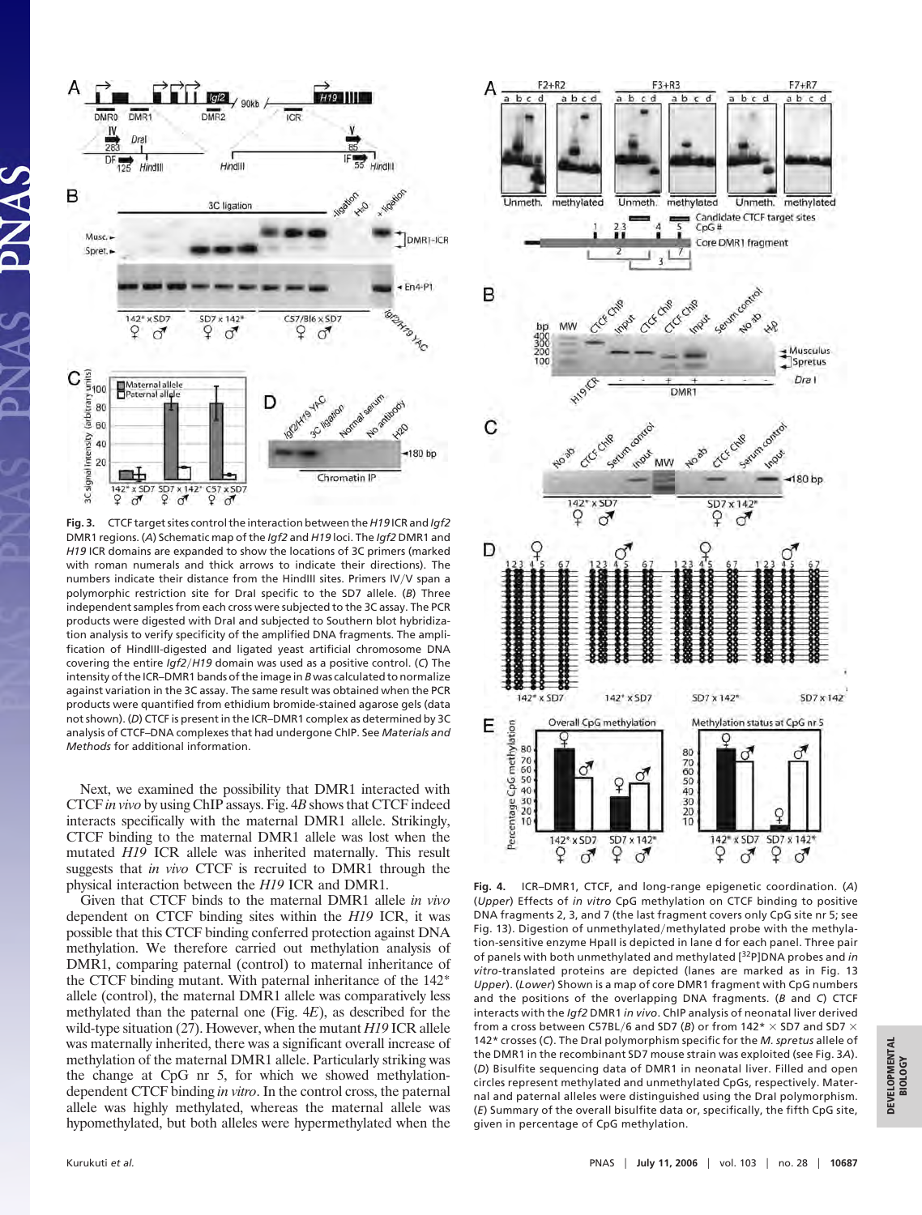**Fig. 3.** CTCF target sites control the interaction between the *H19* ICR and *Igf2* DMR1 regions. (*A*) Schematic map of the *Igf2* and *H19* loci. The *Igf2* DMR1 and *H19* ICR domains are expanded to show the locations of 3C primers (marked with roman numerals and thick arrows to indicate their directions). The numbers indicate their distance from the HindIII sites. Primers IV/V span a polymorphic restriction site for DraI specific to the SD7 allele. (*B*) Three independent samples from each cross were subjected to the 3C assay. The PCR products were digested with DraI and subjected to Southern blot hybridization analysis to verify specificity of the amplified DNA fragments. The amplification of HindIII-digested and ligated yeast artificial chromosome DNA covering the entire *Igf2*/*H19* domain was used as a positive control. (*C*) The intensity of the ICR–DMR1 bands of the image in *B* was calculated to normalize against variation in the 3C assay. The same result was obtained when the PCR products were quantified from ethidium bromide-stained agarose gels (data not shown). (*D*) CTCF is present in the ICR–DMR1 complex as determined by 3C analysis of CTCF–DNA complexes that had undergone ChIP. See *Materials and Methods* for additional information.

Next, we examined the possibility that DMR1 interacted with CTCF *in vivo* by using ChIP assays. Fig. 4*B* shows that CTCF indeed interacts specifically with the maternal DMR1 allele. Strikingly, CTCF binding to the maternal DMR1 allele was lost when the mutated *H19* ICR allele was inherited maternally. This result suggests that *in vivo* CTCF is recruited to DMR1 through the physical interaction between the *H19* ICR and DMR1.

Given that CTCF binds to the maternal DMR1 allele *in vivo* dependent on CTCF binding sites within the *H19* ICR, it was possible that this CTCF binding conferred protection against DNA methylation. We therefore carried out methylation analysis of DMR1, comparing paternal (control) to maternal inheritance of the CTCF binding mutant. With paternal inheritance of the 142* allele (control), the maternal DMR1 allele was comparatively less methylated than the paternal one (Fig. 4*E*), as described for the wild-type situation (27). However, when the mutant *H19* ICR allele was maternally inherited, there was a significant overall increase of methylation of the maternal DMR1 allele. Particularly striking was the change at CpG nr 5, for which we showed methylation-dependent CTCF binding *in vitro*. In the control cross, the paternal allele was highly methylated, whereas the maternal allele was hypomethylated, but both alleles were hypermethylated when the

**Fig. 4.** ICR–DMR1, CTCF, and long-range epigenetic coordination. (*A*) (*Upper*) Effects of *in vitro* CpG methylation on CTCF binding to positive DNA fragments 2, 3, and 7 (the last fragment covers only CpG site nr 5; see Fig. 13). Digestion of unmethylated/methylated probe with the methylation-sensitive enzyme HpaII is depicted in lane d for each panel. Three pair of panels with both unmethylated and methylated [$^{32}$P]DNA probes and *in vitro*-translated proteins are depicted (lanes are marked as in Fig. 13 *Upper*). (*Lower*) Shown is a map of core DMR1 fragment with CpG numbers and the positions of the overlapping DNA fragments. (*B* and *C*) CTCF interacts with the *Igf2* DMR1 *in vivo*. ChIP analysis of neonatal liver derived from a cross between C57BL/6 and SD7 (*B*) or from 142* × SD7 and SD7 × 142* crosses (*C*). The DraI polymorphism specific for the *M. spretus* allele of the DMR1 in the recombinant SD7 mouse strain was exploited (see Fig. 3*A*). (*D*) Bisulfite sequencing data of DMR1 in neonatal liver. Filled and open circles represent methylated and unmethylated CpGs, respectively. Maternal and paternal alleles were distinguished using the DraI polymorphism. (*E*) Summary of the overall bisulfite data or, specifically, the fifth CpG site, given in percentage of CpG methylation.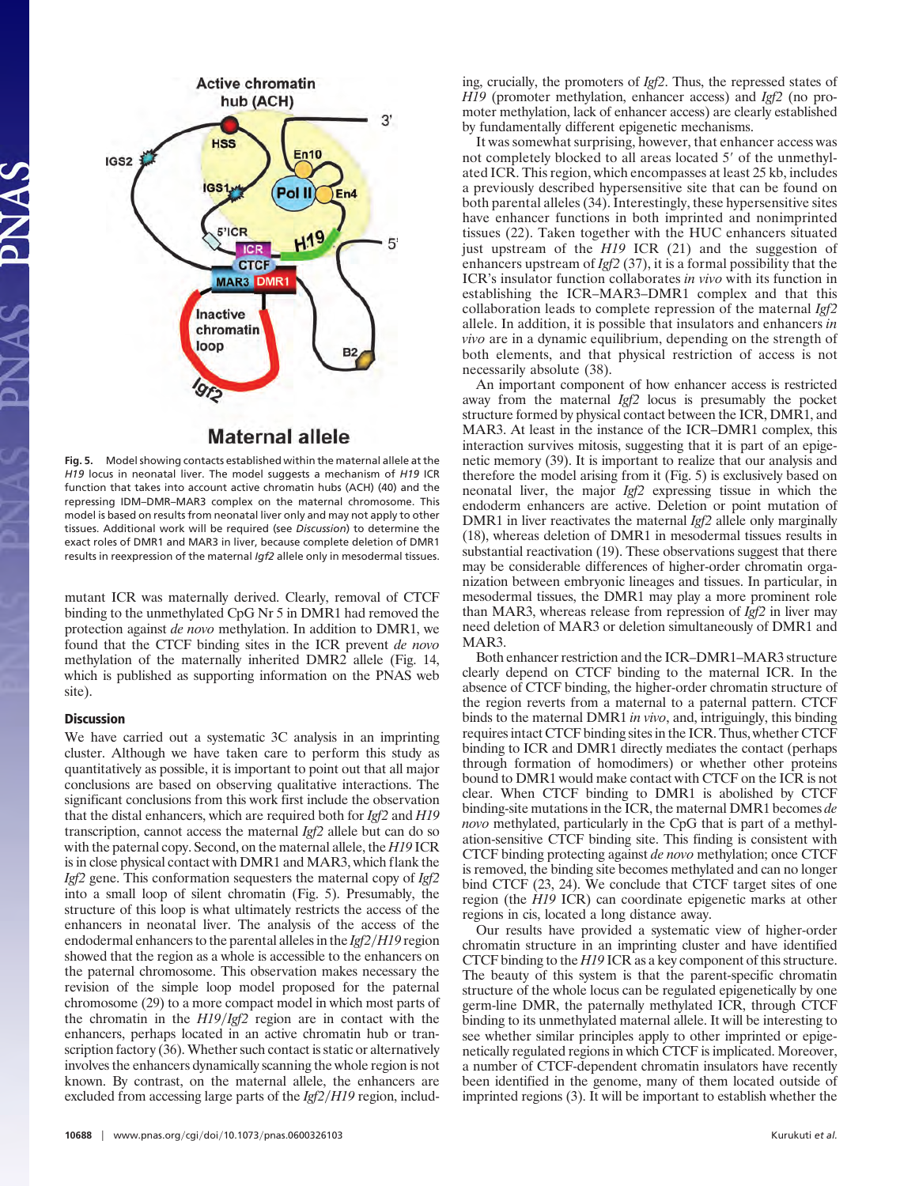Fig. 5. Model showing contacts established within the maternal allele at the *H19* locus in neonatal liver. The model suggests a mechanism of *H19* ICR function that takes into account active chromatin hubs (ACH) (40) and the repressing IDM–DMR–MAR3 complex on the maternal chromosome. This model is based on results from neonatal liver only and may not apply to other tissues. Additional work will be required (see *Discussion*) to determine the exact roles of DMR1 and MAR3 in liver, because complete deletion of DMR1 results in reexpression of the maternal *Igf2* allele only in mesodermal tissues.

mutant ICR was maternally derived. Clearly, removal of CTCF binding to the unmethylated CpG Nr 5 in DMR1 had removed the protection against *de novo* methylation. In addition to DMR1, we found that the CTCF binding sites in the ICR prevent *de novo* methylation of the maternally inherited DMR2 allele (Fig. 14, which is published as supporting information on the PNAS web site).

## Discussion

We have carried out a systematic 3C analysis in an imprinting cluster. Although we have taken care to perform this study as quantitatively as possible, it is important to point out that all major conclusions are based on observing qualitative interactions. The significant conclusions from this work first include the observation that the distal enhancers, which are required both for *Igf2* and *H19* transcription, cannot access the maternal *Igf2* allele but can do so with the paternal copy. Second, on the maternal allele, the *H19* ICR is in close physical contact with DMR1 and MAR3, which flank the *Igf2* gene. This conformation sequesters the maternal copy of *Igf2* into a small loop of silent chromatin (Fig. 5). Presumably, the structure of this loop is what ultimately restricts the access of the enhancers in neonatal liver. The analysis of the access of the endodermal enhancers to the parental alleles in the *Igf2/H19* region showed that the region as a whole is accessible to the enhancers on the paternal chromosome. This observation makes necessary the revision of the simple loop model proposed for the paternal chromosome (29) to a more compact model in which most parts of the chromatin in the *H19/Igf2* region are in contact with the enhancers, perhaps located in an active chromatin hub or transcription factory (36). Whether such contact is static or alternatively involves the enhancers dynamically scanning the whole region is not known. By contrast, on the maternal allele, the enhancers are excluded from accessing large parts of the *Igf2/H19* region, including, crucially, the promoters of *Igf2*. Thus, the repressed states of *H19* (promoter methylation, enhancer access) and *Igf2* (no promoter methylation, lack of enhancer access) are clearly established by fundamentally different epigenetic mechanisms.

It was somewhat surprising, however, that enhancer access was not completely blocked to all areas located 5′ of the unmethylated ICR. This region, which encompasses at least 25 kb, includes a previously described hypersensitive site that can be found on both parental alleles (34). Interestingly, these hypersensitive sites have enhancer functions in both imprinted and nonimprinted tissues (22). Taken together with the HUC enhancers situated just upstream of the *H19* ICR (21) and the suggestion of enhancers upstream of *Igf2* (37), it is a formal possibility that the ICR's insulator function collaborates *in vivo* with its function in establishing the ICR–MAR3–DMR1 complex and that this collaboration leads to complete repression of the maternal *Igf2* allele. In addition, it is possible that insulators and enhancers *in vivo* are in a dynamic equilibrium, depending on the strength of both elements, and that physical restriction of access is not necessarily absolute (38).

An important component of how enhancer access is restricted away from the maternal *Igf2* locus is presumably the pocket structure formed by physical contact between the ICR, DMR1, and MAR3. At least in the instance of the ICR–DMR1 complex, this interaction survives mitosis, suggesting that it is part of an epigenetic memory (39). It is important to realize that our analysis and therefore the model arising from it (Fig. 5) is exclusively based on neonatal liver, the major *Igf2* expressing tissue in which the endoderm enhancers are active. Deletion or point mutation of DMR1 in liver reactivates the maternal *Igf2* allele only marginally (18), whereas deletion of DMR1 in mesodermal tissues results in substantial reactivation (19). These observations suggest that there may be considerable differences of higher-order chromatin organization between embryonic lineages and tissues. In particular, in mesodermal tissues, the DMR1 may play a more prominent role than MAR3, whereas release from repression of *Igf2* in liver may need deletion of MAR3 or deletion simultaneously of DMR1 and MAR3.

Both enhancer restriction and the ICR–DMR1–MAR3 structure clearly depend on CTCF binding to the maternal ICR. In the absence of CTCF binding, the higher-order chromatin structure of the region reverts from a maternal to a paternal pattern. CTCF binds to the maternal DMR1 *in vivo*, and, intriguingly, this binding requires intact CTCF binding sites in the ICR. Thus, whether CTCF binding to ICR and DMR1 directly mediates the contact (perhaps through formation of homodimers) or whether other proteins bound to DMR1 would make contact with CTCF on the ICR is not clear. When CTCF binding to DMR1 is abolished by CTCF binding-site mutations in the ICR, the maternal DMR1 becomes *de novo* methylated, particularly in the CpG that is part of a methylation-sensitive CTCF binding site. This finding is consistent with CTCF binding protecting against *de novo* methylation; once CTCF is removed, the binding site becomes methylated and can no longer bind CTCF (23, 24). We conclude that CTCF target sites of one region (the *H19* ICR) can coordinate epigenetic marks at other regions in cis, located a long distance away.

Our results have provided a systematic view of higher-order chromatin structure in an imprinting cluster and have identified CTCF binding to the *H19* ICR as a key component of this structure. The beauty of this system is that the parent-specific chromatin structure of the whole locus can be regulated epigenetically by one germ-line DMR, the paternally methylated ICR, through CTCF binding to its unmethylated maternal allele. It will be interesting to see whether similar principles apply to other imprinted or epigenetically regulated regions in which CTCF is implicated. Moreover, a number of CTCF-dependent chromatin insulators have recently been identified in the genome, many of them located outside of imprinted regions (3). It will be important to establish whether the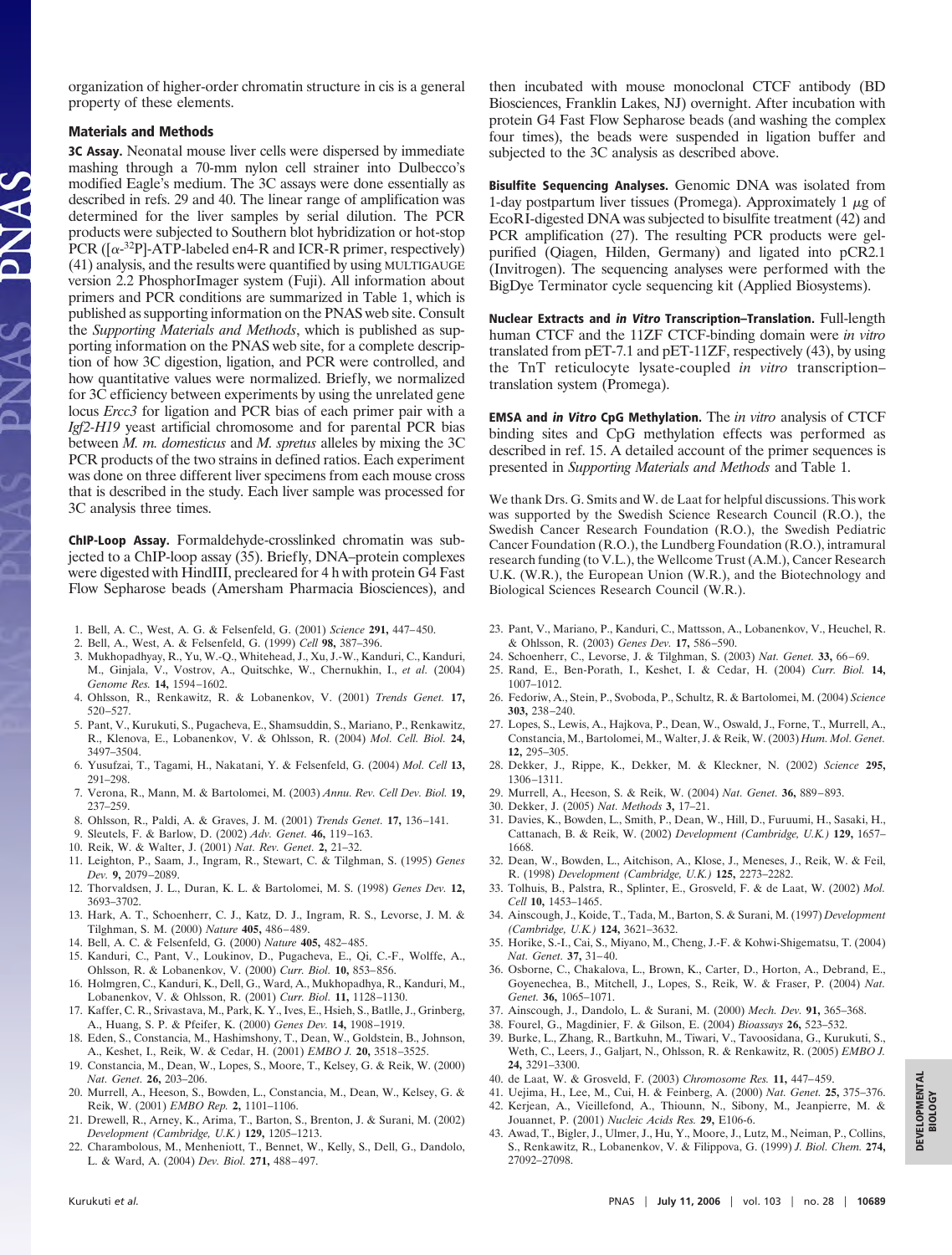organization of higher-order chromatin structure in cis is a general property of these elements.

## Materials and Methods

**3C Assay.** Neonatal mouse liver cells were dispersed by immediate mashing through a 70-mm nylon cell strainer into Dulbecco's modified Eagle's medium. The 3C assays were done essentially as described in refs. 29 and 40. The linear range of amplification was determined for the liver samples by serial dilution. The PCR products were subjected to Southern blot hybridization or hot-stop PCR ([$\alpha$-$^{32}$P]-ATP-labeled en4-R and ICR-R primer, respectively) (41) analysis, and the results were quantified by using MULTIGAUGE version 2.2 PhosphorImager system (Fuji). All information about primers and PCR conditions are summarized in Table 1, which is published as supporting information on the PNAS web site. Consult the *Supporting Materials and Methods*, which is published as supporting information on the PNAS web site, for a complete description of how 3C digestion, ligation, and PCR were controlled, and how quantitative values were normalized. Briefly, we normalized for 3C efficiency between experiments by using the unrelated gene locus *Ercc3* for ligation and PCR bias of each primer pair with a *Igf2-H19* yeast artificial chromosome and for parental PCR bias between *M. m. domesticus* and *M. spretus* alleles by mixing the 3C PCR products of the two strains in defined ratios. Each experiment was done on three different liver specimens from each mouse cross that is described in the study. Each liver sample was processed for 3C analysis three times.

**ChIP-Loop Assay.** Formaldehyde-crosslinked chromatin was subjected to a ChIP-loop assay (35). Briefly, DNA–protein complexes were digested with HindIII, precleared for 4 h with protein G4 Fast Flow Sepharose beads (Amersham Pharmacia Biosciences), and then incubated with mouse monoclonal CTCF antibody (BD Biosciences, Franklin Lakes, NJ) overnight. After incubation with protein G4 Fast Flow Sepharose beads (and washing the complex four times), the beads were suspended in ligation buffer and subjected to the 3C analysis as described above.

**Bisulfite Sequencing Analyses.** Genomic DNA was isolated from 1-day postpartum liver tissues (Promega). Approximately 1 μg of EcoRI-digested DNA was subjected to bisulfite treatment (42) and PCR amplification (27). The resulting PCR products were gel-purified (Qiagen, Hilden, Germany) and ligated into pCR2.1 (Invitrogen). The sequencing analyses were performed with the BigDye Terminator cycle sequencing kit (Applied Biosystems).

**Nuclear Extracts and *in Vitro* Transcription–Translation.** Full-length human CTCF and the 11ZF CTCF-binding domain were *in vitro* translated from pET-7.1 and pET-11ZF, respectively (43), by using the TnT reticulocyte lysate-coupled *in vitro* transcription–translation system (Promega).

**EMSA and *in Vitro* CpG Methylation.** The *in vitro* analysis of CTCF binding sites and CpG methylation effects was performed as described in ref. 15. A detailed account of the primer sequences is presented in *Supporting Materials and Methods* and Table 1.

We thank Drs. G. Smits and W. de Laat for helpful discussions. This work was supported by the Swedish Science Research Council (R.O.), the Swedish Cancer Research Foundation (R.O.), the Swedish Pediatric Cancer Foundation (R.O.), the Lundberg Foundation (R.O.), intramural research funding (to V.L.), the Wellcome Trust (A.M.), Cancer Research U.K. (W.R.), the European Union (W.R.), and the Biotechnology and Biological Sciences Research Council (W.R.).

1. Bell, A. C., West, A. G. & Felsenfeld, G. (2001) *Science* **291,** 447–450.
2. Bell, A., West, A. & Felsenfeld, G. (1999) *Cell* **98,** 387–396.
3. Mukhopadhyay, R., Yu, W.-Q., Whitehead, J., Xu, J.-W., Kanduri, C., Kanduri, M., Ginjala, V., Vostrov, A., Quitschke, W., Chernukhin, I., *et al.* (2004) *Genome Res.* **14,** 1594–1602.
4. Ohlsson, R., Renkawitz, R. & Lobanenkov, V. (2001) *Trends Genet.* **17,** 520–527.
5. Pant, V., Kurukuti, S., Pugacheva, E., Shamsuddin, S., Mariano, P., Renkawitz, R., Klenova, E., Lobanenkov, V. & Ohlsson, R. (2004) *Mol. Cell. Biol.* **24,** 3497–3504.
6. Yusufzai, T., Tagami, H., Nakatani, Y. & Felsenfeld, G. (2004) *Mol. Cell* **13,** 291–298.
7. Verona, R., Mann, M. & Bartolomei, M. (2003) *Annu. Rev. Cell Dev. Biol.* **19,** 237–259.
8. Ohlsson, R., Paldi, A. & Graves, J. M. (2001) *Trends Genet.* **17,** 136–141.
9. Sleutels, F. & Barlow, D. (2002) *Adv. Genet.* **46,** 119–163.
10. Reik, W. & Walter, J. (2001) *Nat. Rev. Genet.* **2,** 21–32.
11. Leighton, P., Saam, J., Ingram, R., Stewart, C. & Tilghman, S. (1995) *Genes Dev.* **9,** 2079–2089.
12. Thorvaldsen, J. L., Duran, K. L. & Bartolomei, M. S. (1998) *Genes Dev.* **12,** 3693–3702.
13. Hark, A. T., Schoenherr, C. J., Katz, D. J., Ingram, R. S., Levorse, J. M. & Tilghman, S. M. (2000) *Nature* **405,** 486–489.
14. Bell, A. C. & Felsenfeld, G. (2000) *Nature* **405,** 482–485.
15. Kanduri, C., Pant, V., Loukinov, D., Pugacheva, E., Qi, C.-F., Wolffe, A., Ohlsson, R. & Lobanenkov, V. (2000) *Curr. Biol.* **10,** 853–856.
16. Holmgren, C., Kanduri, K., Dell, G., Ward, A., Mukhopadhya, R., Kanduri, M., Lobanenkov, V. & Ohlsson, R. (2001) *Curr. Biol.* **11,** 1128–1130.
17. Kaffer, C. R., Srivastava, M., Park, K. Y., Ives, E., Hsieh, S., Batlle, J., Grinberg, A., Huang, S. P. & Pfeifer, K. (2000) *Genes Dev.* **14,** 1908–1919.
18. Eden, S., Constancia, M., Hashimshony, T., Dean, W., Goldstein, B., Johnson, A., Keshet, I., Reik, W. & Cedar, H. (2001) *EMBO J.* **20,** 3518–3525.
19. Constancia, M., Dean, W., Lopes, S., Moore, T., Kelsey, G. & Reik, W. (2000) *Nat. Genet.* **26,** 203–206.
20. Murrell, A., Heeson, S., Bowden, L., Constancia, M., Dean, W., Kelsey, G. & Reik, W. (2001) *EMBO Rep.* **2,** 1101–1106.
21. Drewell, R., Arney, K., Arima, T., Barton, S., Brenton, J. & Surani, M. (2002) *Development (Cambridge, U.K.)* **129,** 1205–1213.
22. Charambolous, M., Menheniott, T., Bennet, W., Kelly, S., Dell, G., Dandolo, L. & Ward, A. (2004) *Dev. Biol.* **271,** 488–497.
23. Pant, V., Mariano, P., Kanduri, C., Mattsson, A., Lobanenkov, V., Heuchel, R. & Ohlsson, R. (2003) *Genes Dev.* **17,** 586–590.
24. Schoenherr, C., Levorse, J. & Tilghman, S. (2003) *Nat. Genet.* **33,** 66–69.
25. Rand, E., Ben-Porath, I., Keshet, I. & Cedar, H. (2004) *Curr. Biol.* **14,** 1007–1012.
26. Fedoriw, A., Stein, P., Svoboda, P., Schultz, R. & Bartolomei, M. (2004) *Science* **303,** 238–240.
27. Lopes, S., Lewis, A., Hajkova, P., Dean, W., Oswald, J., Forne, T., Murrell, A., Constancia, M., Bartolomei, M., Walter, J. & Reik, W. (2003) *Hum. Mol. Genet.* **12,** 295–305.
28. Dekker, J., Rippe, K., Dekker, M. & Kleckner, N. (2002) *Science* **295,** 1306–1311.
29. Murrell, A., Heeson, S. & Reik, W. (2004) *Nat. Genet.* **36,** 889–893.
30. Dekker, J. (2005) *Nat. Methods* **3,** 17–21.
31. Davies, K., Bowden, L., Smith, P., Dean, W., Hill, D., Furuumi, H., Sasaki, H., Cattanach, B. & Reik, W. (2002) *Development (Cambridge, U.K.)* **129,** 1657–1668.
32. Dean, W., Bowden, L., Aitchison, A., Klose, J., Meneses, J., Reik, W. & Feil, R. (1998) *Development (Cambridge, U.K.)* **125,** 2273–2282.
33. Tolhuis, B., Palstra, R., Splinter, E., Grosveld, F. & de Laat, W. (2002) *Mol. Cell* **10,** 1453–1465.
34. Ainscough, J., Koide, T., Tada, M., Barton, S. & Surani, M. (1997) *Development (Cambridge, U.K.)* **124,** 3621–3632.
35. Horike, S.-I., Cai, S., Miyano, M., Cheng, J.-F. & Kohwi-Shigematsu, T. (2004) *Nat. Genet.* **37,** 31–40.
36. Osborne, C., Chakalova, L., Brown, K., Carter, D., Horton, A., Debrand, E., Goyenechea, B., Mitchell, J., Lopes, S., Reik, W. & Fraser, P. (2004) *Nat. Genet.* **36,** 1065–1071.
37. Ainscough, J., Dandolo, L. & Surani, M. (2000) *Mech. Dev.* **91,** 365–368.
38. Fourel, G., Magdinier, F. & Gilson, E. (2004) *Bioassays* **26,** 523–532.
39. Burke, L., Zhang, R., Bartkuhn, M., Tiwari, V., Tavoosidana, G., Kurukuti, S., Weth, C., Leers, J., Galjart, N., Ohlsson, R. & Renkawitz, R. (2005) *EMBO J.* **24,** 3291–3300.
40. de Laat, W. & Grosveld, F. (2003) *Chromosome Res.* **11,** 447–459.
41. Uejima, H., Lee, M., Cui, H. & Feinberg, A. (2000) *Nat. Genet.* **25,** 375–376.
42. Kerjean, A., Vieillefond, A., Thiounn, N., Sibony, M., Jeanpierre, M. & Jouannet, P. (2001) *Nucleic Acids Res.* **29,** E106-6.
43. Awad, T., Bigler, J., Ulmer, J., Hu, Y., Moore, J., Lutz, M., Neiman, P., Collins, S., Renkawitz, R., Lobanenkov, V. & Filippova, G. (1999) *J. Biol. Chem.* **274,** 27092–27098.